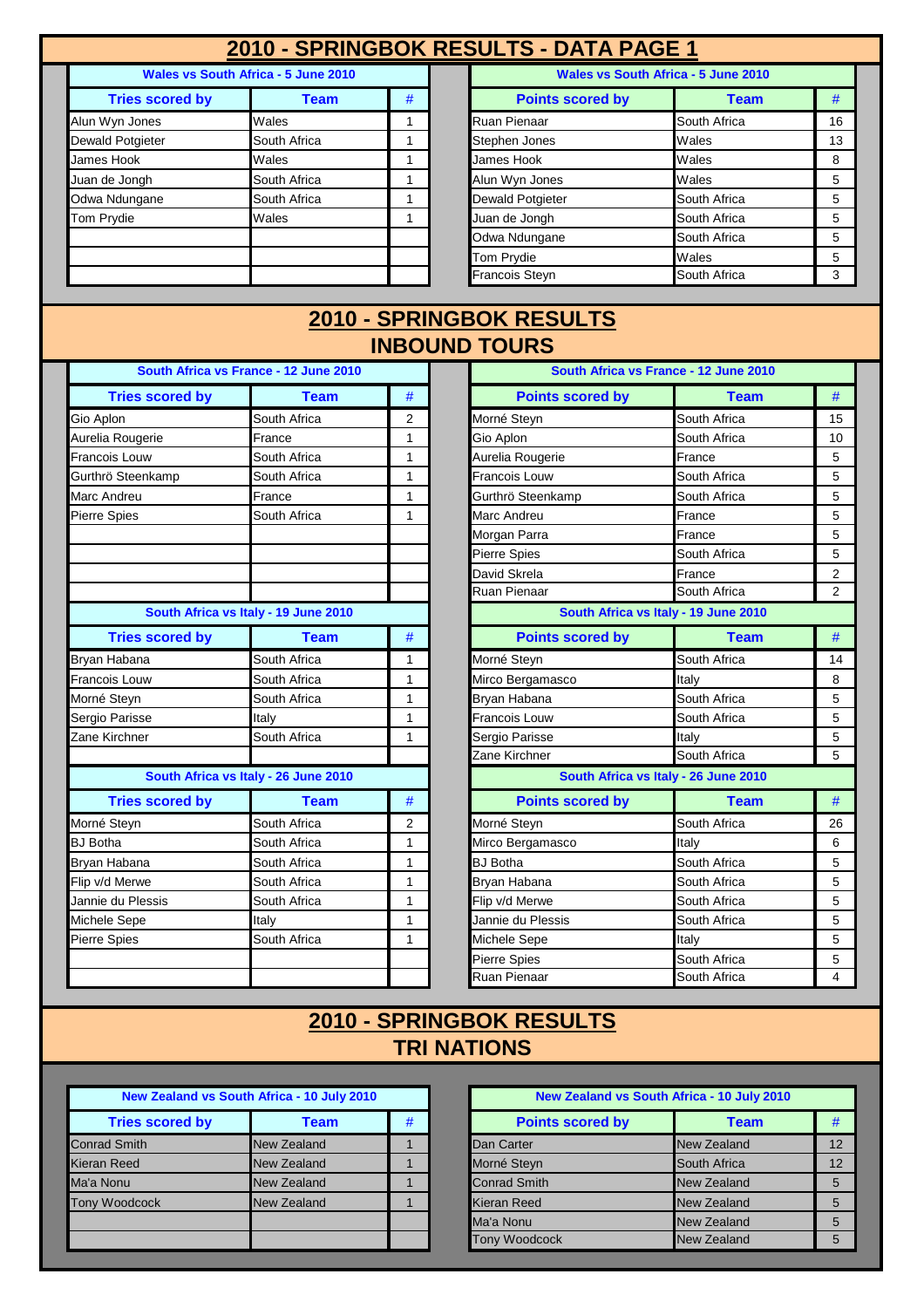# 2010 - SPRINGBOK RESULTS - DATA PAGE 1

### Wales vs South Africa - 5 June 2010

| Tries scored by | Team | # |
|---|---|---|
| Alun Wyn Jones | Wales | 1 |
| Dewald Potgieter | South Africa | 1 |
| James Hook | Wales | 1 |
| Juan de Jongh | South Africa | 1 |
| Odwa Ndungane | South Africa | 1 |
| Tom Prydie | Wales | 1 |

### Wales vs South Africa - 5 June 2010

| Points scored by | Team | # |
|---|---|---|
| Ruan Pienaar | South Africa | 16 |
| Stephen Jones | Wales | 13 |
| James Hook | Wales | 8 |
| Alun Wyn Jones | Wales | 5 |
| Dewald Potgieter | South Africa | 5 |
| Juan de Jongh | South Africa | 5 |
| Odwa Ndungane | South Africa | 5 |
| Tom Prydie | Wales | 5 |
| Francois Steyn | South Africa | 3 |

# 2010 - SPRINGBOK RESULTS INBOUND TOURS

### South Africa vs France - 12 June 2010

| Tries scored by | Team | # |
|---|---|---|
| Gio Aplon | South Africa | 2 |
| Aurelia Rougerie | France | 1 |
| Francois Louw | South Africa | 1 |
| Gurthrö Steenkamp | South Africa | 1 |
| Marc Andreu | France | 1 |
| Pierre Spies | South Africa | 1 |

### South Africa vs France - 12 June 2010

| Points scored by | Team | # |
|---|---|---|
| Morné Steyn | South Africa | 15 |
| Gio Aplon | South Africa | 10 |
| Aurelia Rougerie | France | 5 |
| Francois Louw | South Africa | 5 |
| Gurthrö Steenkamp | South Africa | 5 |
| Marc Andreu | France | 5 |
| Morgan Parra | France | 5 |
| Pierre Spies | South Africa | 5 |
| David Skrela | France | 2 |
| Ruan Pienaar | South Africa | 2 |

### South Africa vs Italy - 19 June 2010

| Tries scored by | Team | # |
|---|---|---|
| Bryan Habana | South Africa | 1 |
| Francois Louw | South Africa | 1 |
| Morné Steyn | South Africa | 1 |
| Sergio Parisse | Italy | 1 |
| Zane Kirchner | South Africa | 1 |

### South Africa vs Italy - 19 June 2010

| Points scored by | Team | # |
|---|---|---|
| Morné Steyn | South Africa | 14 |
| Mirco Bergamasco | Italy | 8 |
| Bryan Habana | South Africa | 5 |
| Francois Louw | South Africa | 5 |
| Sergio Parisse | Italy | 5 |
| Zane Kirchner | South Africa | 5 |

### South Africa vs Italy - 26 June 2010

| Tries scored by | Team | # |
|---|---|---|
| Morné Steyn | South Africa | 2 |
| BJ Botha | South Africa | 1 |
| Bryan Habana | South Africa | 1 |
| Flip v/d Merwe | South Africa | 1 |
| Jannie du Plessis | South Africa | 1 |
| Michele Sepe | Italy | 1 |
| Pierre Spies | South Africa | 1 |

### South Africa vs Italy - 26 June 2010

| Points scored by | Team | # |
|---|---|---|
| Morné Steyn | South Africa | 26 |
| Mirco Bergamasco | Italy | 6 |
| BJ Botha | South Africa | 5 |
| Bryan Habana | South Africa | 5 |
| Flip v/d Merwe | South Africa | 5 |
| Jannie du Plessis | South Africa | 5 |
| Michele Sepe | Italy | 5 |
| Pierre Spies | South Africa | 5 |
| Ruan Pienaar | South Africa | 4 |

# 2010 - SPRINGBOK RESULTS TRI NATIONS

### New Zealand vs South Africa - 10 July 2010

| Tries scored by | Team | # |
|---|---|---|
| Conrad Smith | New Zealand | 1 |
| Kieran Reed | New Zealand | 1 |
| Ma'a Nonu | New Zealand | 1 |
| Tony Woodcock | New Zealand | 1 |

### New Zealand vs South Africa - 10 July 2010

| Points scored by | Team | # |
|---|---|---|
| Dan Carter | New Zealand | 12 |
| Morné Steyn | South Africa | 12 |
| Conrad Smith | New Zealand | 5 |
| Kieran Reed | New Zealand | 5 |
| Ma'a Nonu | New Zealand | 5 |
| Tony Woodcock | New Zealand | 5 |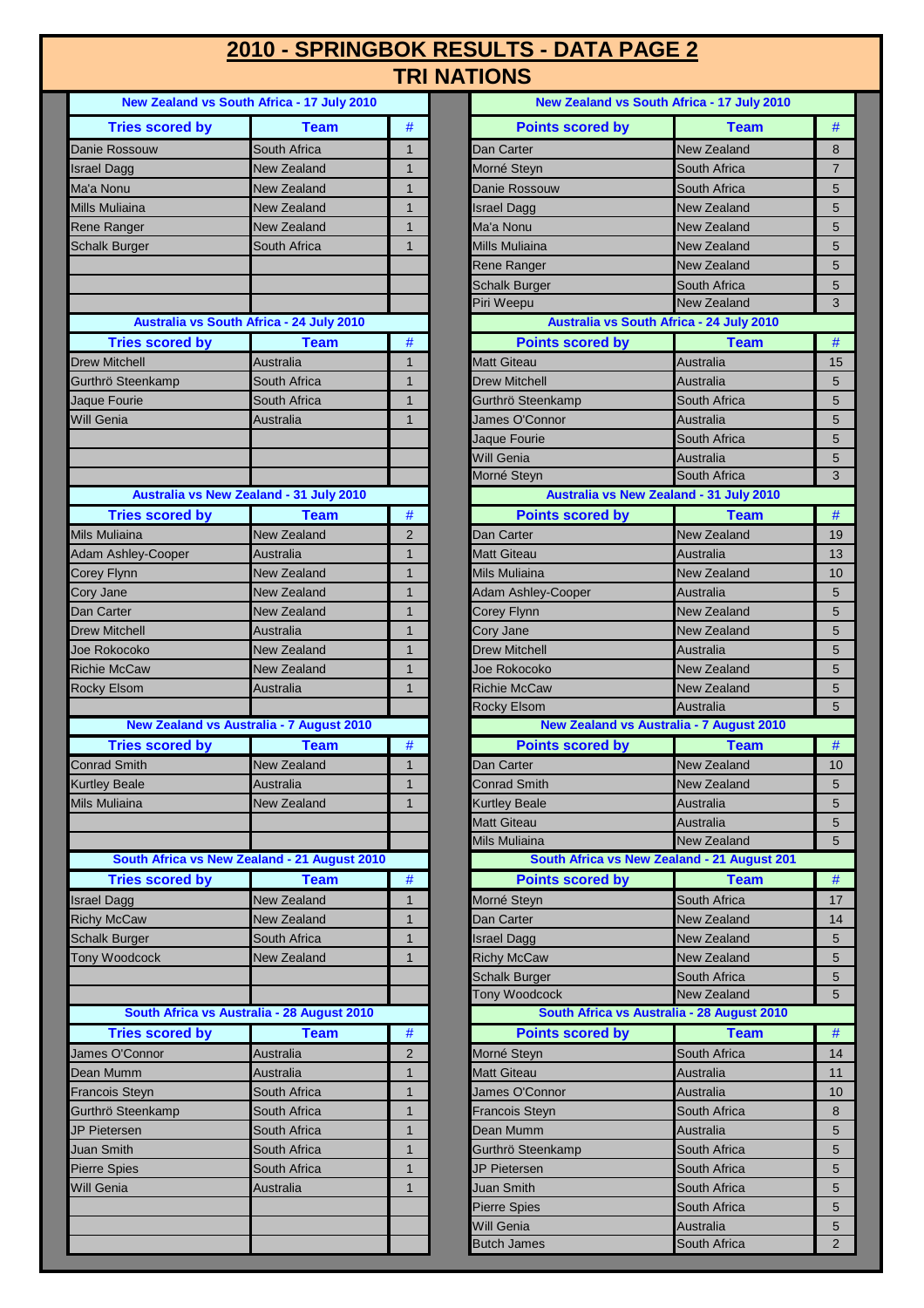# 2010 - SPRINGBOK RESULTS - DATA PAGE 2

## TRI NATIONS

### New Zealand vs South Africa - 17 July 2010

| Tries scored by | Team | # |
|---|---|---|
| Danie Rossouw | South Africa | 1 |
| Israel Dagg | New Zealand | 1 |
| Ma'a Nonu | New Zealand | 1 |
| Mills Muliaina | New Zealand | 1 |
| Rene Ranger | New Zealand | 1 |
| Schalk Burger | South Africa | 1 |

| Points scored by | Team | # |
|---|---|---|
| Dan Carter | New Zealand | 8 |
| Morné Steyn | South Africa | 7 |
| Danie Rossouw | South Africa | 5 |
| Israel Dagg | New Zealand | 5 |
| Ma'a Nonu | New Zealand | 5 |
| Mills Muliaina | New Zealand | 5 |
| Rene Ranger | New Zealand | 5 |
| Schalk Burger | South Africa | 5 |
| Piri Weepu | New Zealand | 3 |

### Australia vs South Africa - 24 July 2010

| Tries scored by | Team | # |
|---|---|---|
| Drew Mitchell | Australia | 1 |
| Gurthrö Steenkamp | South Africa | 1 |
| Jaque Fourie | South Africa | 1 |
| Will Genia | Australia | 1 |

| Points scored by | Team | # |
|---|---|---|
| Matt Giteau | Australia | 15 |
| Drew Mitchell | Australia | 5 |
| Gurthrö Steenkamp | South Africa | 5 |
| James O'Connor | Australia | 5 |
| Jaque Fourie | South Africa | 5 |
| Will Genia | Australia | 5 |
| Morné Steyn | South Africa | 3 |

### Australia vs New Zealand - 31 July 2010

| Tries scored by | Team | # |
|---|---|---|
| Mils Muliaina | New Zealand | 2 |
| Adam Ashley-Cooper | Australia | 1 |
| Corey Flynn | New Zealand | 1 |
| Cory Jane | New Zealand | 1 |
| Dan Carter | New Zealand | 1 |
| Drew Mitchell | Australia | 1 |
| Joe Rokocoko | New Zealand | 1 |
| Richie McCaw | New Zealand | 1 |
| Rocky Elsom | Australia | 1 |

| Points scored by | Team | # |
|---|---|---|
| Dan Carter | New Zealand | 19 |
| Matt Giteau | Australia | 13 |
| Mils Muliaina | New Zealand | 10 |
| Adam Ashley-Cooper | Australia | 5 |
| Corey Flynn | New Zealand | 5 |
| Cory Jane | New Zealand | 5 |
| Drew Mitchell | Australia | 5 |
| Joe Rokocoko | New Zealand | 5 |
| Richie McCaw | New Zealand | 5 |
| Rocky Elsom | Australia | 5 |

### New Zealand vs Australia - 7 August 2010

| Tries scored by | Team | # |
|---|---|---|
| Conrad Smith | New Zealand | 1 |
| Kurtley Beale | Australia | 1 |
| Mils Muliaina | New Zealand | 1 |

| Points scored by | Team | # |
|---|---|---|
| Dan Carter | New Zealand | 10 |
| Conrad Smith | New Zealand | 5 |
| Kurtley Beale | Australia | 5 |
| Matt Giteau | Australia | 5 |
| Mils Muliaina | New Zealand | 5 |

### South Africa vs New Zealand - 21 August 2010

| Tries scored by | Team | # |
|---|---|---|
| Israel Dagg | New Zealand | 1 |
| Richy McCaw | New Zealand | 1 |
| Schalk Burger | South Africa | 1 |
| Tony Woodcock | New Zealand | 1 |

South Africa vs New Zealand - 21 August 201

| Points scored by | Team | # |
|---|---|---|
| Morné Steyn | South Africa | 17 |
| Dan Carter | New Zealand | 14 |
| Israel Dagg | New Zealand | 5 |
| Richy McCaw | New Zealand | 5 |
| Schalk Burger | South Africa | 5 |
| Tony Woodcock | New Zealand | 5 |

### South Africa vs Australia - 28 August 2010

| Tries scored by | Team | # |
|---|---|---|
| James O'Connor | Australia | 2 |
| Dean Mumm | Australia | 1 |
| Francois Steyn | South Africa | 1 |
| Gurthrö Steenkamp | South Africa | 1 |
| JP Pietersen | South Africa | 1 |
| Juan Smith | South Africa | 1 |
| Pierre Spies | South Africa | 1 |
| Will Genia | Australia | 1 |

| Points scored by | Team | # |
|---|---|---|
| Morné Steyn | South Africa | 14 |
| Matt Giteau | Australia | 11 |
| James O'Connor | Australia | 10 |
| Francois Steyn | South Africa | 8 |
| Dean Mumm | Australia | 5 |
| Gurthrö Steenkamp | South Africa | 5 |
| JP Pietersen | South Africa | 5 |
| Juan Smith | South Africa | 5 |
| Pierre Spies | South Africa | 5 |
| Will Genia | Australia | 5 |
| Butch James | South Africa | 2 |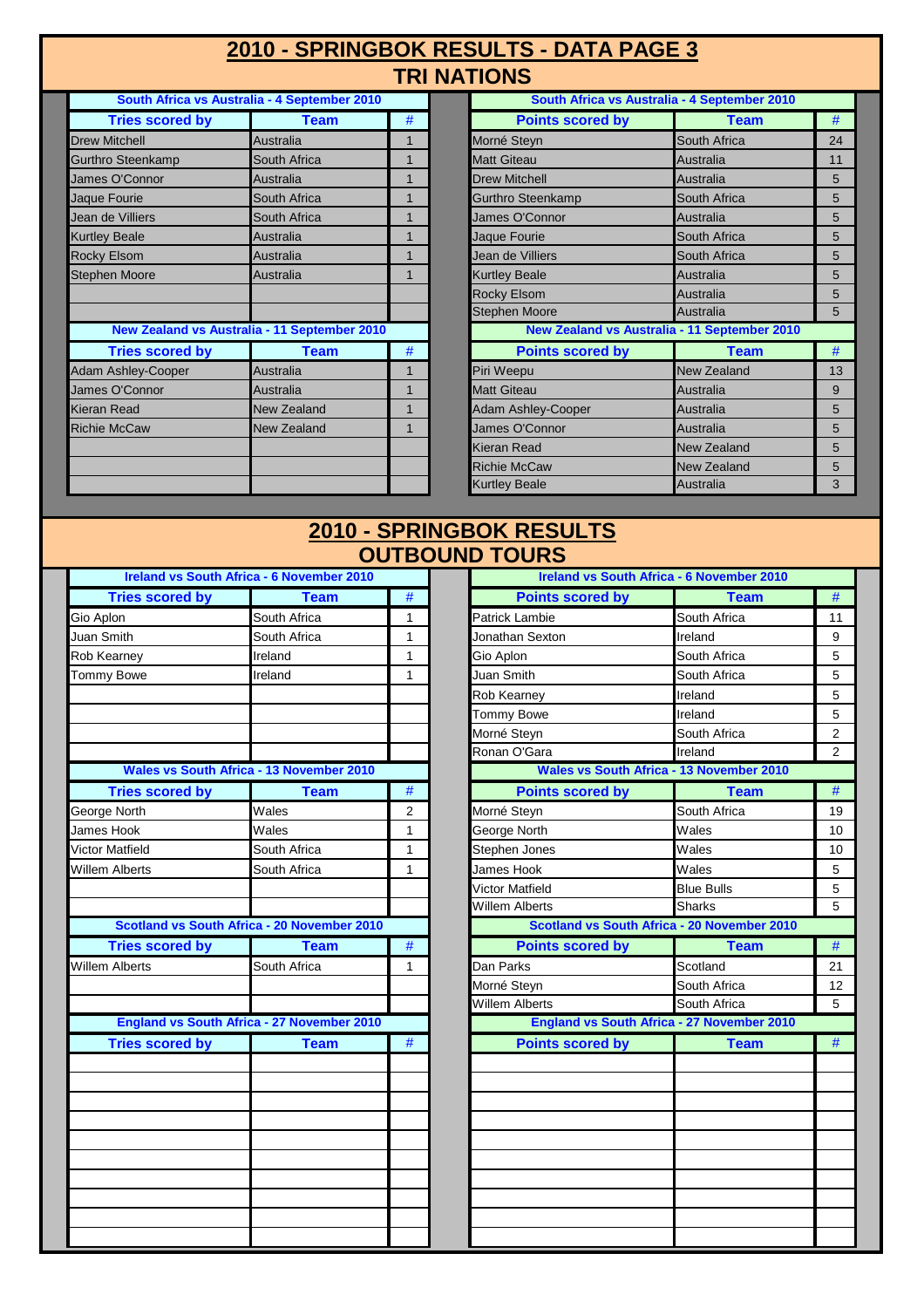# 2010 - SPRINGBOK RESULTS - DATA PAGE 3

## TRI NATIONS

### South Africa vs Australia - 4 September 2010

| Tries scored by | Team | # |
|---|---|---|
| Drew Mitchell | Australia | 1 |
| Gurthro Steenkamp | South Africa | 1 |
| James O'Connor | Australia | 1 |
| Jaque Fourie | South Africa | 1 |
| Jean de Villiers | South Africa | 1 |
| Kurtley Beale | Australia | 1 |
| Rocky Elsom | Australia | 1 |
| Stephen Moore | Australia | 1 |

| Points scored by | Team | # |
|---|---|---|
| Morné Steyn | South Africa | 24 |
| Matt Giteau | Australia | 11 |
| Drew Mitchell | Australia | 5 |
| Gurthro Steenkamp | South Africa | 5 |
| James O'Connor | Australia | 5 |
| Jaque Fourie | South Africa | 5 |
| Jean de Villiers | South Africa | 5 |
| Kurtley Beale | Australia | 5 |
| Rocky Elsom | Australia | 5 |
| Stephen Moore | Australia | 5 |

### New Zealand vs Australia - 11 September 2010

| Tries scored by | Team | # |
|---|---|---|
| Adam Ashley-Cooper | Australia | 1 |
| James O'Connor | Australia | 1 |
| Kieran Read | New Zealand | 1 |
| Richie McCaw | New Zealand | 1 |

| Points scored by | Team | # |
|---|---|---|
| Piri Weepu | New Zealand | 13 |
| Matt Giteau | Australia | 9 |
| Adam Ashley-Cooper | Australia | 5 |
| James O'Connor | Australia | 5 |
| Kieran Read | New Zealand | 5 |
| Richie McCaw | New Zealand | 5 |
| Kurtley Beale | Australia | 3 |

# 2010 - SPRINGBOK RESULTS

## OUTBOUND TOURS

### Ireland vs South Africa - 6 November 2010

| Tries scored by | Team | # |
|---|---|---|
| Gio Aplon | South Africa | 1 |
| Juan Smith | South Africa | 1 |
| Rob Kearney | Ireland | 1 |
| Tommy Bowe | Ireland | 1 |

| Points scored by | Team | # |
|---|---|---|
| Patrick Lambie | South Africa | 11 |
| Jonathan Sexton | Ireland | 9 |
| Gio Aplon | South Africa | 5 |
| Juan Smith | South Africa | 5 |
| Rob Kearney | Ireland | 5 |
| Tommy Bowe | Ireland | 5 |
| Morné Steyn | South Africa | 2 |
| Ronan O'Gara | Ireland | 2 |

### Wales vs South Africa - 13 November 2010

| Tries scored by | Team | # |
|---|---|---|
| George North | Wales | 2 |
| James Hook | Wales | 1 |
| Victor Matfield | South Africa | 1 |
| Willem Alberts | South Africa | 1 |

| Points scored by | Team | # |
|---|---|---|
| Morné Steyn | South Africa | 19 |
| George North | Wales | 10 |
| Stephen Jones | Wales | 10 |
| James Hook | Wales | 5 |
| Victor Matfield | Blue Bulls | 5 |
| Willem Alberts | Sharks | 5 |

### Scotland vs South Africa - 20 November 2010

| Tries scored by | Team | # |
|---|---|---|
| Willem Alberts | South Africa | 1 |

| Points scored by | Team | # |
|---|---|---|
| Dan Parks | Scotland | 21 |
| Morné Steyn | South Africa | 12 |
| Willem Alberts | South Africa | 5 |

### England vs South Africa - 27 November 2010

| Tries scored by | Team | # |
|---|---|---|
| | | |

| Points scored by | Team | # |
|---|---|---|
| | | |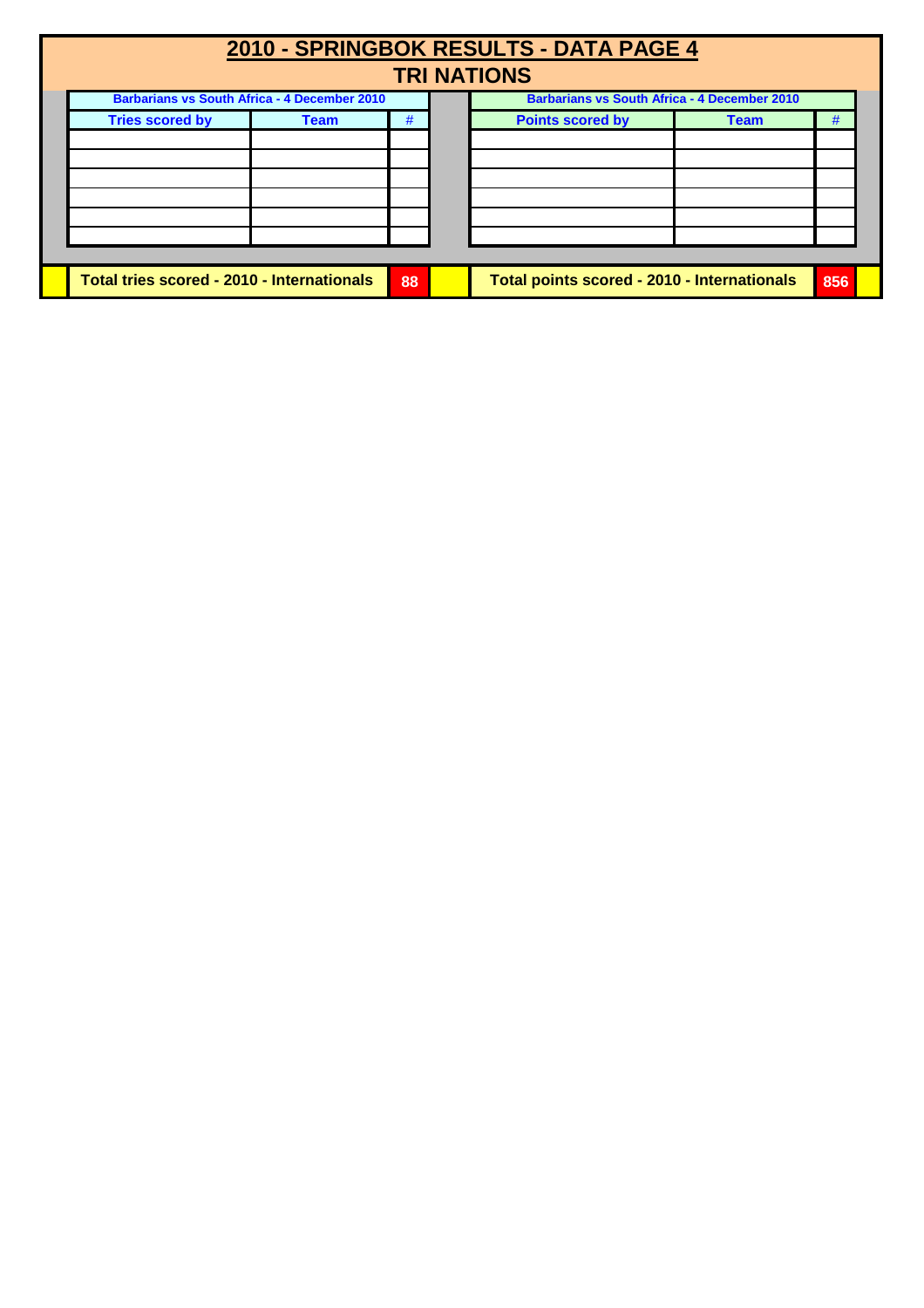# 2010 - SPRINGBOK RESULTS - DATA PAGE 4

## TRI NATIONS

| Barbarians vs South Africa - 4 December 2010 | | |
|---|---|---|
| **Tries scored by** | **Team** | **#** |
| | | |
| | | |
| | | |
| | | |
| | | |
| | | |

| Barbarians vs South Africa - 4 December 2010 | | |
|---|---|---|
| **Points scored by** | **Team** | **#** |
| | | |
| | | |
| | | |
| | | |
| | | |
| | | |

**Total tries scored - 2010 - Internationals** **88**

**Total points scored - 2010 - Internationals** **856**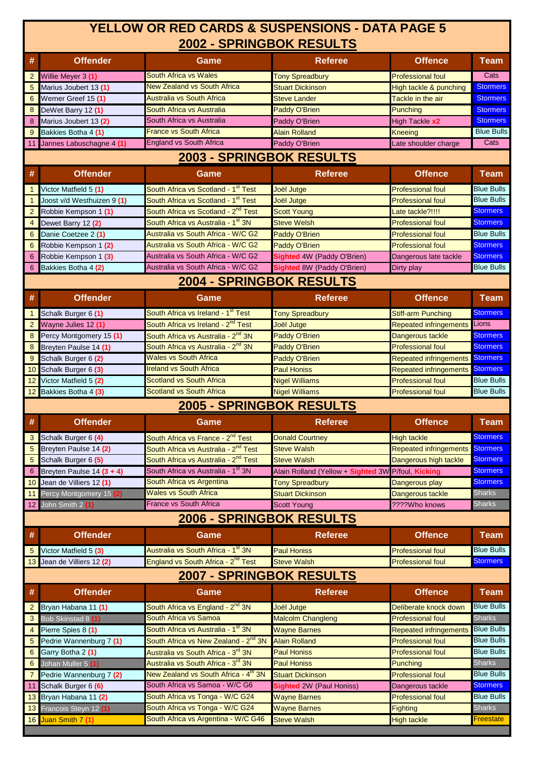# YELLOW OR RED CARDS & SUSPENSIONS - DATA PAGE 5

## 2002 - SPRINGBOK RESULTS

| # | Offender | Game | Referee | Offence | Team |
|---|---|---|---|---|---|
| 2 | Willie Meyer 3 (1) | South Africa vs Wales | Tony Spreadbury | Professional foul | Cats |
| 5 | Marius Joubert 13 (1) | New Zealand vs South Africa | Stuart Dickinson | High tackle & punching | Stormers |
| 6 | Werner Greef 15 (1) | Australia vs South Africa | Steve Lander | Tackle in the air | Stormers |
| 8 | DeWet Barry 12 (1) | South Africa vs Australia | Paddy O'Brien | Punching | Stormers |
| 8 | Marius Joubert 13 (2) | South Africa vs Australia | Paddy O'Brien | High Tackle x2 | Stormers |
| 9 | Bakkies Botha 4 (1) | France vs South Africa | Alain Rolland | Kneeing | Blue Bulls |
| 11 | Jannes Labuschagne 4 (1) | England vs South Africa | Paddy O'Brien | Late shoulder charge | Cats |

## 2003 - SPRINGBOK RESULTS

| # | Offender | Game | Referee | Offence | Team |
|---|---|---|---|---|---|
| 1 | Victor Matfield 5 (1) | South Africa vs Scotland - 1st Test | Joël Jutge | Professional foul | Blue Bulls |
| 1 | Joost v/d Westhuizen 9 (1) | South Africa vs Scotland - 1st Test | Joël Jutge | Professional foul | Blue Bulls |
| 2 | Robbie Kempson 1 (1) | South Africa vs Scotland - 2nd Test | Scott Young | Late tackle?!!!! | Stormers |
| 4 | Dewet Barry 12 (2) | South Africa vs Australia - 1st 3N | Steve Welsh | Professional foul | Stormers |
| 6 | Danie Coetzee 2 (1) | Australia vs South Africa - W/C G2 | Paddy O'Brien | Professional foul | Blue Bulls |
| 6 | Robbie Kempson 1 (2) | Australia vs South Africa - W/C G2 | Paddy O'Brien | Professional foul | Stormers |
| 6 | Robbie Kempson 1 (3) | Australia vs South Africa - W/C G2 | Sighted 4W (Paddy O'Brien) | Dangerous late tackle | Stormers |
| 6 | Bakkies Botha 4 (2) | Australia vs South Africa - W/C G2 | Sighted 8W (Paddy O'Brien) | Dirty play | Blue Bulls |

## 2004 - SPRINGBOK RESULTS

| # | Offender | Game | Referee | Offence | Team |
|---|---|---|---|---|---|
| 1 | Schalk Burger 6 (1) | South Africa vs Ireland - 1st Test | Tony Spreadbury | Stiff-arm Punching | Stormers |
| 2 | Wayne Julies 12 (1) | South Africa vs Ireland - 2nd Test | Joël Jutge | Repeated infringements | Lions |
| 8 | Percy Montgomery 15 (1) | South Africa vs Australia - 2nd 3N | Paddy O'Brien | Dangerous tackle | Stormers |
| 8 | Breyten Paulse 14 (1) | South Africa vs Australia - 2nd 3N | Paddy O'Brien | Professional foul | Stormers |
| 9 | Schalk Burger 6 (2) | Wales vs South Africa | Paddy O'Brien | Repeated infringements | Stormers |
| 10 | Schalk Burger 6 (3) | Ireland vs South Africa | Paul Honiss | Repeated infringements | Stormers |
| 12 | Victor Matfield 5 (2) | Scotland vs South Africa | Nigel Williams | Professional foul | Blue Bulls |
| 12 | Bakkies Botha 4 (3) | Scotland vs South Africa | Nigel Williams | Professional foul | Blue Bulls |

## 2005 - SPRINGBOK RESULTS

| # | Offender | Game | Referee | Offence | Team |
|---|---|---|---|---|---|
| 3 | Schalk Burger 6 (4) | South Africa vs France - 2nd Test | Donald Courtney | High tackle | Stormers |
| 5 | Breyten Paulse 14 (2) | South Africa vs Australia - 2nd Test | Steve Walsh | Repeated infringements | Stormers |
| 5 | Schalk Burger 6 (5) | South Africa vs Australia - 2nd Test | Steve Walsh | Dangerous high tackle | Stormers |
| 6 | Breyten Paulse 14 (3 + 4) | South Africa vs Australia - 1st 3N | Alain Rolland (Yellow + Sighted 3W | P/foul, Kicking | Stormers |
| 10 | Jean de Villiers 12 (1) | South Africa vs Argentina | Tony Spreadbury | Dangerous play | Stormers |
| 11 | Percy Montgomery 15 (2) | Wales vs South Africa | Stuart Dickinson | Dangerous tackle | Sharks |
| 12 | John Smith 2 (1) | France vs South Africa | Scott Young | ????Who knows | Sharks |

## 2006 - SPRINGBOK RESULTS

| # | Offender | Game | Referee | Offence | Team |
|---|---|---|---|---|---|
| 5 | Victor Matfield 5 (3) | Australia vs South Africa - 1st 3N | Paul Honiss | Professional foul | Blue Bulls |
| 13 | Jean de Villiers 12 (2) | England vs South Africa - 2nd Test | Steve Walsh | Professional foul | Stormers |

## 2007 - SPRINGBOK RESULTS

| # | Offender | Game | Referee | Offence | Team |
|---|---|---|---|---|---|
| 2 | Bryan Habana 11 (1) | South Africa vs England - 2nd 3N | Joël Jutge | Deliberate knock down | Blue Bulls |
| 3 | Bob Skinstad 8 (1) | South Africa vs Samoa | Malcolm Changleng | Professional foul | Sharks |
| 4 | Pierre Spies 8 (1) | South Africa vs Australia - 1st 3N | Wayne Barnes | Repeated infringements | Blue Bulls |
| 5 | Pedrie Wannenburg 7 (1) | South Africa vs New Zealand - 2nd 3N | Alain Rolland | Professional foul | Blue Bulls |
| 6 | Garry Botha 2 (1) | Australia vs South Africa - 3rd 3N | Paul Honiss | Professional foul | Blue Bulls |
| 6 | Johan Muller 5 (1) | Australia vs South Africa - 3rd 3N | Paul Honiss | Punching | Sharks |
| 7 | Pedrie Wannenburg 7 (2) | New Zealand vs South Africa - 4th 3N | Stuart Dickinson | Professional foul | Blue Bulls |
| 11 | Schalk Burger 6 (6) | South Africa vs Samoa - W/C G6 | Sighted 2W (Paul Honiss) | Dangerous tackle | Stormers |
| 13 | Bryan Habana 11 (2) | South Africa vs Tonga - W/C G24 | Wayne Barnes | Professional foul | Blue Bulls |
| 13 | Francois Steyn 12 (1) | South Africa vs Tonga - W/C G24 | Wayne Barnes | Fighting | Sharks |
| 16 | Juan Smith 7 (1) | South Africa vs Argentina - W/C G46 | Steve Walsh | High tackle | Freestate |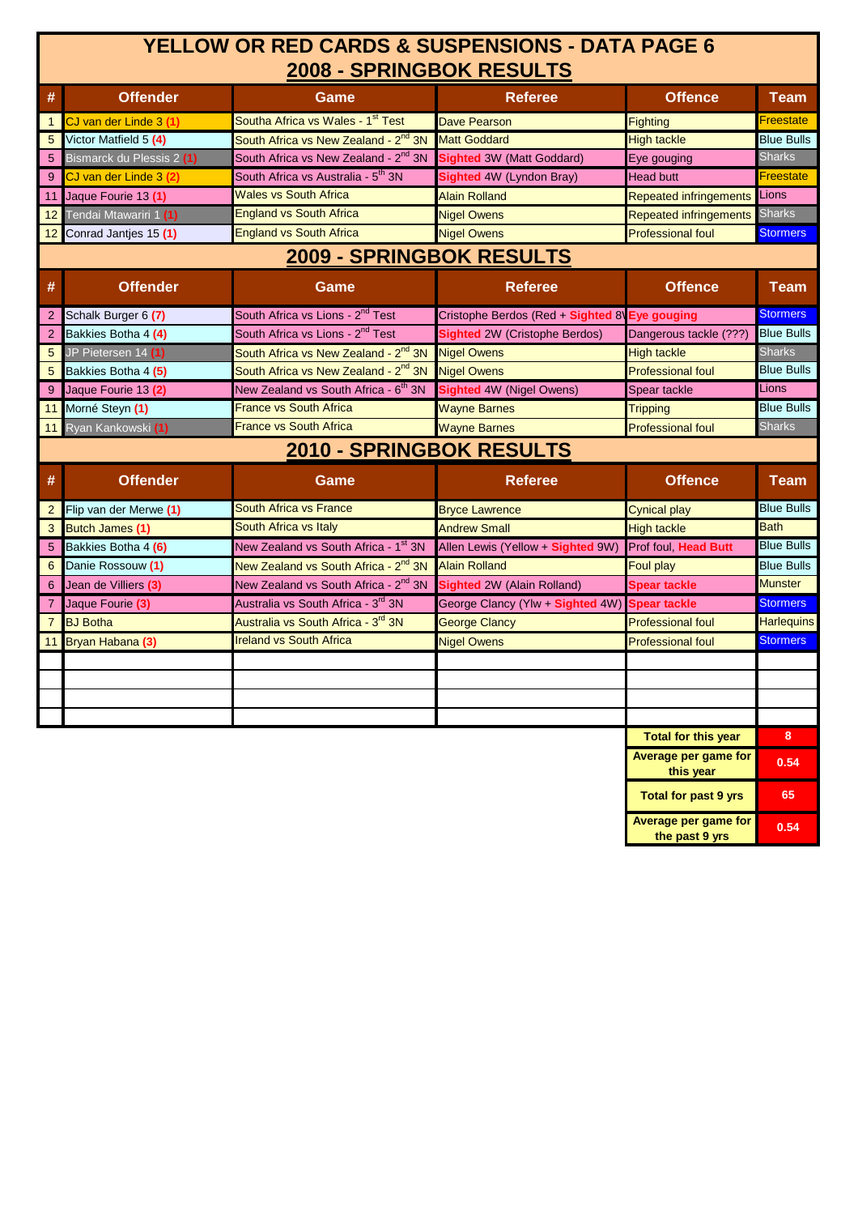# YELLOW OR RED CARDS & SUSPENSIONS - DATA PAGE 6

## 2008 - SPRINGBOK RESULTS

| # | Offender | Game | Referee | Offence | Team |
|---|---|---|---|---|---|
| 1 | CJ van der Linde 3 (1) | Southa Africa vs Wales - 1st Test | Dave Pearson | Fighting | Freestate |
| 5 | Victor Matfield 5 (4) | South Africa vs New Zealand - 2nd 3N | Matt Goddard | High tackle | Blue Bulls |
| 5 | Bismarck du Plessis 2 (1) | South Africa vs New Zealand - 2nd 3N | Sighted 3W (Matt Goddard) | Eye gouging | Sharks |
| 9 | CJ van der Linde 3 (2) | South Africa vs Australia - 5th 3N | Sighted 4W (Lyndon Bray) | Head butt | Freestate |
| 11 | Jaque Fourie 13 (1) | Wales vs South Africa | Alain Rolland | Repeated infringements | Lions |
| 12 | Tendai Mtawarira 1 (1) | England vs South Africa | Nigel Owens | Repeated infringements | Sharks |
| 12 | Conrad Jantjes 15 (1) | England vs South Africa | Nigel Owens | Professional foul | Stormers |

## 2009 - SPRINGBOK RESULTS

| # | Offender | Game | Referee | Offence | Team |
|---|---|---|---|---|---|
| 2 | Schalk Burger 6 (7) | South Africa vs Lions - 2nd Test | Cristophe Berdos (Red + Sighted 8\ | Eye gouging | Stormers |
| 2 | Bakkies Botha 4 (4) | South Africa vs Lions - 2nd Test | Sighted 2W (Cristophe Berdos) | Dangerous tackle (???) | Blue Bulls |
| 5 | JP Pietersen 14 (1) | South Africa vs New Zealand - 2nd 3N | Nigel Owens | High tackle | Sharks |
| 5 | Bakkies Botha 4 (5) | South Africa vs New Zealand - 2nd 3N | Nigel Owens | Professional foul | Blue Bulls |
| 9 | Jaque Fourie 13 (2) | New Zealand vs South Africa - 6th 3N | Sighted 4W (Nigel Owens) | Spear tackle | Lions |
| 11 | Morné Steyn (1) | France vs South Africa | Wayne Barnes | Tripping | Blue Bulls |
| 11 | Ryan Kankowski (1) | France vs South Africa | Wayne Barnes | Professional foul | Sharks |

## 2010 - SPRINGBOK RESULTS

| # | Offender | Game | Referee | Offence | Team |
|---|---|---|---|---|---|
| 2 | Flip van der Merwe (1) | South Africa vs France | Bryce Lawrence | Cynical play | Blue Bulls |
| 3 | Butch James (1) | South Africa vs Italy | Andrew Small | High tackle | Bath |
| 5 | Bakkies Botha 4 (6) | New Zealand vs South Africa - 1st 3N | Allen Lewis (Yellow + Sighted 9W) | Prof foul, Head Butt | Blue Bulls |
| 6 | Danie Rossouw (1) | New Zealand vs South Africa - 2nd 3N | Alain Rolland | Foul play | Blue Bulls |
| 6 | Jean de Villiers (3) | New Zealand vs South Africa - 2nd 3N | Sighted 2W (Alain Rolland) | Spear tackle | Munster |
| 7 | Jaque Fourie (3) | Australia vs South Africa - 3rd 3N | George Clancy (Ylw + Sighted 4W) | Spear tackle | Stormers |
| 7 | BJ Botha | Australia vs South Africa - 3rd 3N | George Clancy | Professional foul | Harlequins |
| 11 | Bryan Habana (3) | Ireland vs South Africa | Nigel Owens | Professional foul | Stormers |
| | | | | | |
| | | | | | |
| | | | | | |
| | | | | | |

| | |
|---|---|
| **Total for this year** | 8 |
| **Average per game for this year** | 0.54 |
| **Total for past 9 yrs** | 65 |
| **Average per game for the past 9 yrs** | 0.54 |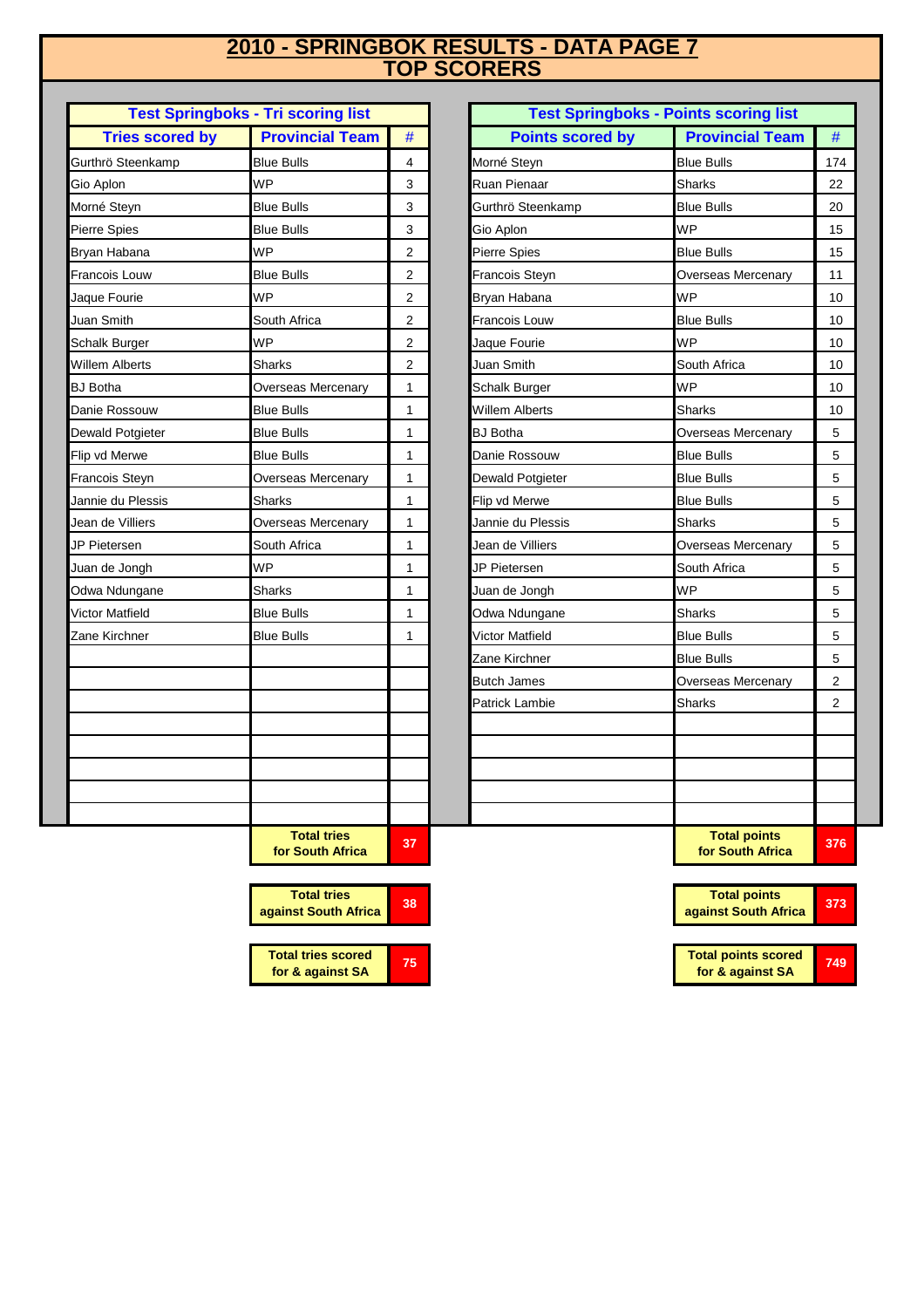# 2010 - SPRINGBOK RESULTS - DATA PAGE 7
# TOP SCORERS

## Test Springboks - Tri scoring list

| Tries scored by | Provincial Team | # |
|---|---|---|
| Gurthrö Steenkamp | Blue Bulls | 4 |
| Gio Aplon | WP | 3 |
| Morné Steyn | Blue Bulls | 3 |
| Pierre Spies | Blue Bulls | 3 |
| Bryan Habana | WP | 2 |
| Francois Louw | Blue Bulls | 2 |
| Jaque Fourie | WP | 2 |
| Juan Smith | South Africa | 2 |
| Schalk Burger | WP | 2 |
| Willem Alberts | Sharks | 2 |
| BJ Botha | Overseas Mercenary | 1 |
| Danie Rossouw | Blue Bulls | 1 |
| Dewald Potgieter | Blue Bulls | 1 |
| Flip vd Merwe | Blue Bulls | 1 |
| Francois Steyn | Overseas Mercenary | 1 |
| Jannie du Plessis | Sharks | 1 |
| Jean de Villiers | Overseas Mercenary | 1 |
| JP Pietersen | South Africa | 1 |
| Juan de Jongh | WP | 1 |
| Odwa Ndungane | Sharks | 1 |
| Victor Matfield | Blue Bulls | 1 |
| Zane Kirchner | Blue Bulls | 1 |
| | **Total tries for South Africa** | **37** |
| | **Total tries against South Africa** | **38** |
| | **Total tries scored for & against SA** | **75** |

## Test Springboks - Points scoring list

| Points scored by | Provincial Team | # |
|---|---|---|
| Morné Steyn | Blue Bulls | 174 |
| Ruan Pienaar | Sharks | 22 |
| Gurthrö Steenkamp | Blue Bulls | 20 |
| Gio Aplon | WP | 15 |
| Pierre Spies | Blue Bulls | 15 |
| Francois Steyn | Overseas Mercenary | 11 |
| Bryan Habana | WP | 10 |
| Francois Louw | Blue Bulls | 10 |
| Jaque Fourie | WP | 10 |
| Juan Smith | South Africa | 10 |
| Schalk Burger | WP | 10 |
| Willem Alberts | Sharks | 10 |
| BJ Botha | Overseas Mercenary | 5 |
| Danie Rossouw | Blue Bulls | 5 |
| Dewald Potgieter | Blue Bulls | 5 |
| Flip vd Merwe | Blue Bulls | 5 |
| Jannie du Plessis | Sharks | 5 |
| Jean de Villiers | Overseas Mercenary | 5 |
| JP Pietersen | South Africa | 5 |
| Juan de Jongh | WP | 5 |
| Odwa Ndungane | Sharks | 5 |
| Victor Matfield | Blue Bulls | 5 |
| Zane Kirchner | Blue Bulls | 5 |
| Butch James | Overseas Mercenary | 2 |
| Patrick Lambie | Sharks | 2 |
| | **Total points for South Africa** | **376** |
| | **Total points against South Africa** | **373** |
| | **Total points scored for & against SA** | **749** |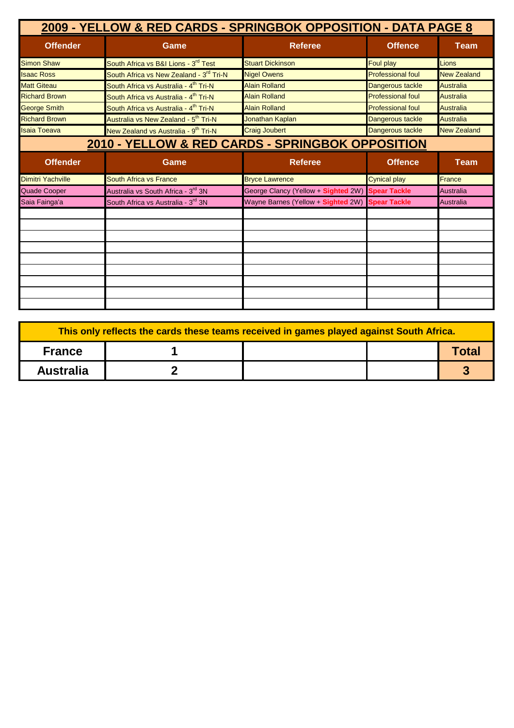## 2009 - YELLOW & RED CARDS - SPRINGBOK OPPOSITION - DATA PAGE 8

| Offender | Game | Referee | Offence | Team |
|---|---|---|---|---|
| Simon Shaw | South Africa vs B&I Lions - 3rd Test | Stuart Dickinson | Foul play | Lions |
| Isaac Ross | South Africa vs New Zealand - 3rd Tri-N | Nigel Owens | Professional foul | New Zealand |
| Matt Giteau | South Africa vs Australia - 4th Tri-N | Alain Rolland | Dangerous tackle | Australia |
| Richard Brown | South Africa vs Australia - 4th Tri-N | Alain Rolland | Professional foul | Australia |
| George Smith | South Africa vs Australia - 4th Tri-N | Alain Rolland | Professional foul | Australia |
| Richard Brown | Australia vs New Zealand - 5th Tri-N | Jonathan Kaplan | Dangerous tackle | Australia |
| Isaia Toeava | New Zealand vs Australia - 9th Tri-N | Craig Joubert | Dangerous tackle | New Zealand |

## 2010 - YELLOW & RED CARDS - SPRINGBOK OPPOSITION

| Offender | Game | Referee | Offence | Team |
|---|---|---|---|---|
| Dimitri Yachville | South Africa vs France | Bryce Lawrence | Cynical play | France |
| Quade Cooper | Australia vs South Africa - 3rd 3N | George Clancy (Yellow + Sighted 2W) | Spear Tackle | Australia |
| Saia Faingа'a | South Africa vs Australia - 3rd 3N | Wayne Barnes (Yellow + Sighted 2W) | Spear Tackle | Australia |

**This only reflects the cards these teams received in games played against South Africa.**

| | | | | |
|---|---|---|---|---|
| **France** | **1** | | | **Total** |
| **Australia** | **2** | | | **3** |